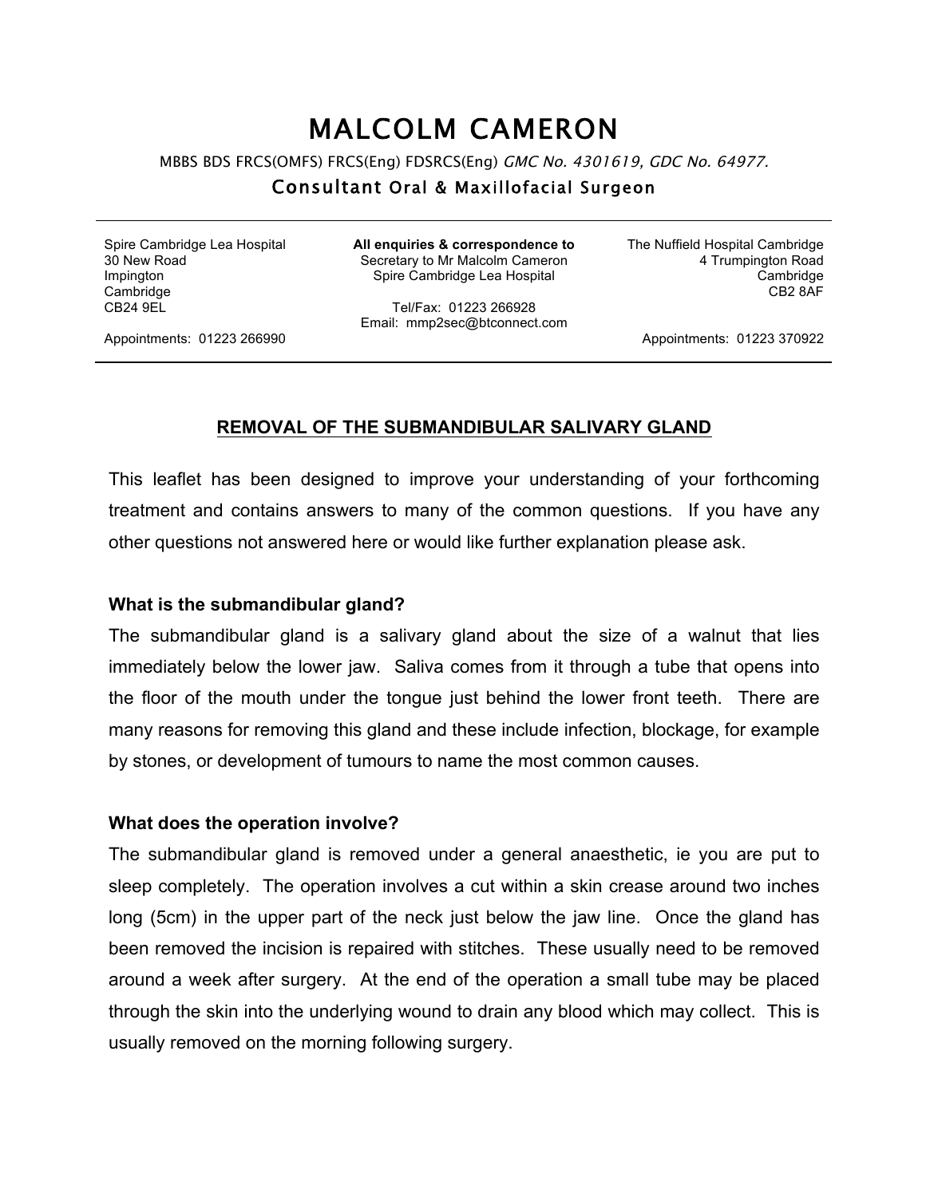# MALCOLM CAMERON

MBBS BDS FRCS(OMFS) FRCS(Eng) FDSRCS(Eng) *GMC No. 4301619, GDC No. 64977.*

## Consultant Oral & Maxillofacial Surgeon

Spire Cambridge Lea Hospital
30 New Road
Impington
Cambridge
CB24 9EL

Appointments: 01223 266990

**All enquiries & correspondence to**
Secretary to Mr Malcolm Cameron
Spire Cambridge Lea Hospital

Tel/Fax: 01223 266928
Email: mmp2sec@btconnect.com

The Nuffield Hospital Cambridge
4 Trumpington Road
Cambridge
CB2 8AF

Appointments: 01223 370922

---

**REMOVAL OF THE SUBMANDIBULAR SALIVARY GLAND**

This leaflet has been designed to improve your understanding of your forthcoming treatment and contains answers to many of the common questions. If you have any other questions not answered here or would like further explanation please ask.

**What is the submandibular gland?**

The submandibular gland is a salivary gland about the size of a walnut that lies immediately below the lower jaw. Saliva comes from it through a tube that opens into the floor of the mouth under the tongue just behind the lower front teeth. There are many reasons for removing this gland and these include infection, blockage, for example by stones, or development of tumours to name the most common causes.

**What does the operation involve?**

The submandibular gland is removed under a general anaesthetic, ie you are put to sleep completely. The operation involves a cut within a skin crease around two inches long (5cm) in the upper part of the neck just below the jaw line. Once the gland has been removed the incision is repaired with stitches. These usually need to be removed around a week after surgery. At the end of the operation a small tube may be placed through the skin into the underlying wound to drain any blood which may collect. This is usually removed on the morning following surgery.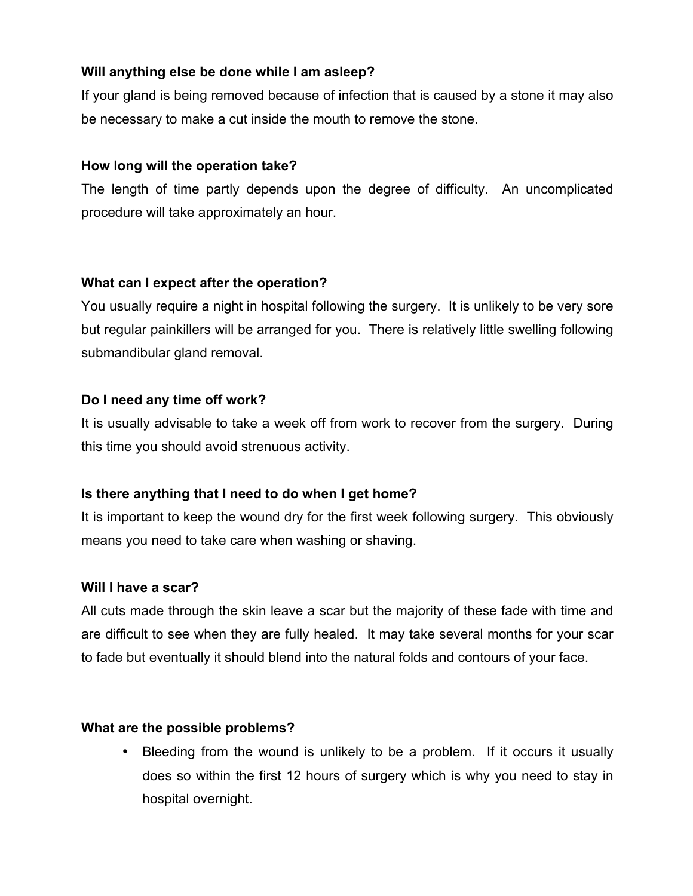**Will anything else be done while I am asleep?**

If your gland is being removed because of infection that is caused by a stone it may also be necessary to make a cut inside the mouth to remove the stone.

**How long will the operation take?**

The length of time partly depends upon the degree of difficulty. An uncomplicated procedure will take approximately an hour.

**What can I expect after the operation?**

You usually require a night in hospital following the surgery. It is unlikely to be very sore but regular painkillers will be arranged for you. There is relatively little swelling following submandibular gland removal.

**Do I need any time off work?**

It is usually advisable to take a week off from work to recover from the surgery. During this time you should avoid strenuous activity.

**Is there anything that I need to do when I get home?**

It is important to keep the wound dry for the first week following surgery. This obviously means you need to take care when washing or shaving.

**Will I have a scar?**

All cuts made through the skin leave a scar but the majority of these fade with time and are difficult to see when they are fully healed. It may take several months for your scar to fade but eventually it should blend into the natural folds and contours of your face.

**What are the possible problems?**

- Bleeding from the wound is unlikely to be a problem. If it occurs it usually does so within the first 12 hours of surgery which is why you need to stay in hospital overnight.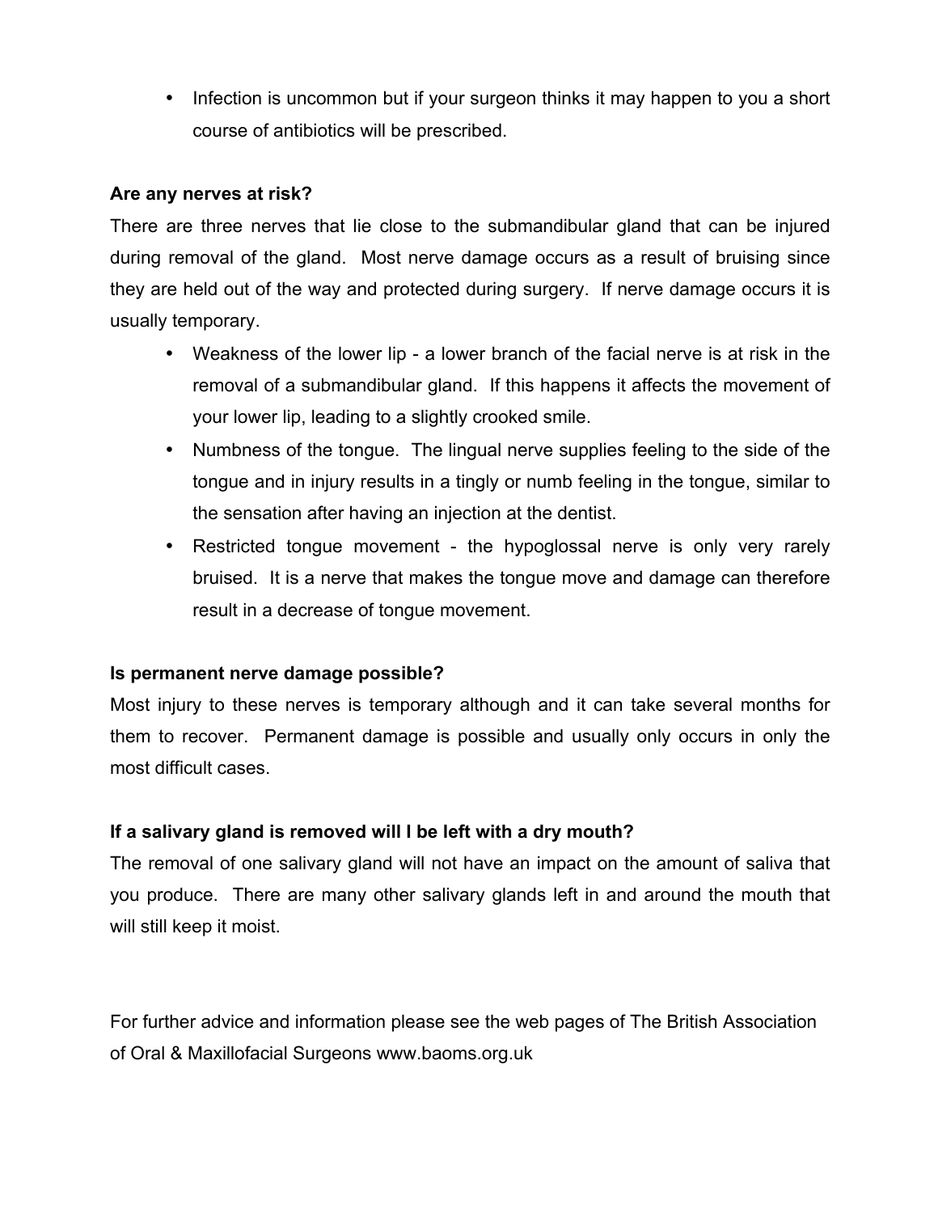- Infection is uncommon but if your surgeon thinks it may happen to you a short course of antibiotics will be prescribed.

**Are any nerves at risk?**

There are three nerves that lie close to the submandibular gland that can be injured during removal of the gland. Most nerve damage occurs as a result of bruising since they are held out of the way and protected during surgery. If nerve damage occurs it is usually temporary.

- Weakness of the lower lip - a lower branch of the facial nerve is at risk in the removal of a submandibular gland. If this happens it affects the movement of your lower lip, leading to a slightly crooked smile.
- Numbness of the tongue. The lingual nerve supplies feeling to the side of the tongue and in injury results in a tingly or numb feeling in the tongue, similar to the sensation after having an injection at the dentist.
- Restricted tongue movement - the hypoglossal nerve is only very rarely bruised. It is a nerve that makes the tongue move and damage can therefore result in a decrease of tongue movement.

**Is permanent nerve damage possible?**

Most injury to these nerves is temporary although and it can take several months for them to recover. Permanent damage is possible and usually only occurs in only the most difficult cases.

**If a salivary gland is removed will I be left with a dry mouth?**

The removal of one salivary gland will not have an impact on the amount of saliva that you produce. There are many other salivary glands left in and around the mouth that will still keep it moist.

For further advice and information please see the web pages of The British Association of Oral & Maxillofacial Surgeons www.baoms.org.uk